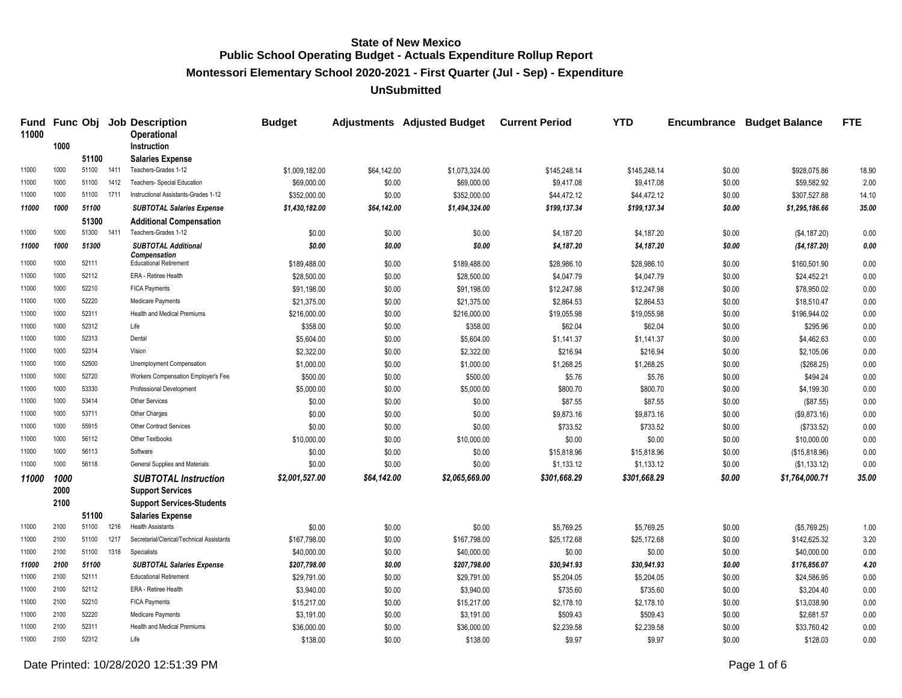# State of New Mexico
## Public School Operating Budget - Actuals Expenditure Rollup Report
### Montessori Elementary School 2020-2021 - First Quarter (Jul - Sep) - Expenditure
### UnSubmitted

| Fund | Func | Obj | Job | Description | Budget | Adjustments | Adjusted Budget | Current Period | YTD | Encumbrance | Budget Balance | FTE |
|---|---|---|---|---|---|---|---|---|---|---|---|---|
| **11000** | | | | **Operational** | | | | | | | | |
| | **1000** | | | **Instruction** | | | | | | | | |
| | | **51100** | | **Salaries Expense** | | | | | | | | |
| 11000 | 1000 | 51100 | 1411 | Teachers-Grades 1-12 | $1,009,182.00 | $64,142.00 | $1,073,324.00 | $145,248.14 | $145,248.14 | $0.00 | $928,075.86 | 18.90 |
| 11000 | 1000 | 51100 | 1412 | Teachers- Special Education | $69,000.00 | $0.00 | $69,000.00 | $9,417.08 | $9,417.08 | $0.00 | $59,582.92 | 2.00 |
| 11000 | 1000 | 51100 | 1711 | Instructional Assistants-Grades 1-12 | $352,000.00 | $0.00 | $352,000.00 | $44,472.12 | $44,472.12 | $0.00 | $307,527.88 | 14.10 |
| ***11000*** | ***1000*** | ***51100*** | | ***SUBTOTAL Salaries Expense*** | ***$1,430,182.00*** | ***$64,142.00*** | ***$1,494,324.00*** | ***$199,137.34*** | ***$199,137.34*** | ***$0.00*** | ***$1,295,186.66*** | ***35.00*** |
| | | **51300** | | **Additional Compensation** | | | | | | | | |
| 11000 | 1000 | 51300 | 1411 | Teachers-Grades 1-12 | $0.00 | $0.00 | $0.00 | $4,187.20 | $4,187.20 | $0.00 | ($4,187.20) | 0.00 |
| ***11000*** | ***1000*** | ***51300*** | | ***SUBTOTAL Additional Compensation*** | ***$0.00*** | ***$0.00*** | ***$0.00*** | ***$4,187.20*** | ***$4,187.20*** | ***$0.00*** | ***($4,187.20)*** | ***0.00*** |
| 11000 | 1000 | 52111 | | Educational Retirement | $189,488.00 | $0.00 | $189,488.00 | $28,986.10 | $28,986.10 | $0.00 | $160,501.90 | 0.00 |
| 11000 | 1000 | 52112 | | ERA - Retiree Health | $28,500.00 | $0.00 | $28,500.00 | $4,047.79 | $4,047.79 | $0.00 | $24,452.21 | 0.00 |
| 11000 | 1000 | 52210 | | FICA Payments | $91,198.00 | $0.00 | $91,198.00 | $12,247.98 | $12,247.98 | $0.00 | $78,950.02 | 0.00 |
| 11000 | 1000 | 52220 | | Medicare Payments | $21,375.00 | $0.00 | $21,375.00 | $2,864.53 | $2,864.53 | $0.00 | $18,510.47 | 0.00 |
| 11000 | 1000 | 52311 | | Health and Medical Premiums | $216,000.00 | $0.00 | $216,000.00 | $19,055.98 | $19,055.98 | $0.00 | $196,944.02 | 0.00 |
| 11000 | 1000 | 52312 | | Life | $358.00 | $0.00 | $358.00 | $62.04 | $62.04 | $0.00 | $295.96 | 0.00 |
| 11000 | 1000 | 52313 | | Dental | $5,604.00 | $0.00 | $5,604.00 | $1,141.37 | $1,141.37 | $0.00 | $4,462.63 | 0.00 |
| 11000 | 1000 | 52314 | | Vision | $2,322.00 | $0.00 | $2,322.00 | $216.94 | $216.94 | $0.00 | $2,105.06 | 0.00 |
| 11000 | 1000 | 52500 | | Unemployment Compensation | $1,000.00 | $0.00 | $1,000.00 | $1,268.25 | $1,268.25 | $0.00 | ($268.25) | 0.00 |
| 11000 | 1000 | 52720 | | Workers Compensation Employer's Fee | $500.00 | $0.00 | $500.00 | $5.76 | $5.76 | $0.00 | $494.24 | 0.00 |
| 11000 | 1000 | 53330 | | Professional Development | $5,000.00 | $0.00 | $5,000.00 | $800.70 | $800.70 | $0.00 | $4,199.30 | 0.00 |
| 11000 | 1000 | 53414 | | Other Services | $0.00 | $0.00 | $0.00 | $87.55 | $87.55 | $0.00 | ($87.55) | 0.00 |
| 11000 | 1000 | 53711 | | Other Charges | $0.00 | $0.00 | $0.00 | $9,873.16 | $9,873.16 | $0.00 | ($9,873.16) | 0.00 |
| 11000 | 1000 | 55915 | | Other Contract Services | $0.00 | $0.00 | $0.00 | $733.52 | $733.52 | $0.00 | ($733.52) | 0.00 |
| 11000 | 1000 | 56112 | | Other Textbooks | $10,000.00 | $0.00 | $10,000.00 | $0.00 | $0.00 | $0.00 | $10,000.00 | 0.00 |
| 11000 | 1000 | 56113 | | Software | $0.00 | $0.00 | $0.00 | $15,818.96 | $15,818.96 | $0.00 | ($15,818.96) | 0.00 |
| 11000 | 1000 | 56118 | | General Supplies and Materials | $0.00 | $0.00 | $0.00 | $1,133.12 | $1,133.12 | $0.00 | ($1,133.12) | 0.00 |
| ***11000*** | ***1000*** | | | ***SUBTOTAL Instruction*** | ***$2,001,527.00*** | ***$64,142.00*** | ***$2,065,669.00*** | ***$301,668.29*** | ***$301,668.29*** | ***$0.00*** | ***$1,764,000.71*** | ***35.00*** |
| | **2000** | | | **Support Services** | | | | | | | | |
| | **2100** | | | **Support Services-Students** | | | | | | | | |
| | | **51100** | | **Salaries Expense** | | | | | | | | |
| 11000 | 2100 | 51100 | 1216 | Health Assistants | $0.00 | $0.00 | $0.00 | $5,769.25 | $5,769.25 | $0.00 | ($5,769.25) | 1.00 |
| 11000 | 2100 | 51100 | 1217 | Secretarial/Clerical/Technical Assistants | $167,798.00 | $0.00 | $167,798.00 | $25,172.68 | $25,172.68 | $0.00 | $142,625.32 | 3.20 |
| 11000 | 2100 | 51100 | 1318 | Specialists | $40,000.00 | $0.00 | $40,000.00 | $0.00 | $0.00 | $0.00 | $40,000.00 | 0.00 |
| ***11000*** | ***2100*** | ***51100*** | | ***SUBTOTAL Salaries Expense*** | ***$207,798.00*** | ***$0.00*** | ***$207,798.00*** | ***$30,941.93*** | ***$30,941.93*** | ***$0.00*** | ***$176,856.07*** | ***4.20*** |
| 11000 | 2100 | 52111 | | Educational Retirement | $29,791.00 | $0.00 | $29,791.00 | $5,204.05 | $5,204.05 | $0.00 | $24,586.95 | 0.00 |
| 11000 | 2100 | 52112 | | ERA - Retiree Health | $3,940.00 | $0.00 | $3,940.00 | $735.60 | $735.60 | $0.00 | $3,204.40 | 0.00 |
| 11000 | 2100 | 52210 | | FICA Payments | $15,217.00 | $0.00 | $15,217.00 | $2,178.10 | $2,178.10 | $0.00 | $13,038.90 | 0.00 |
| 11000 | 2100 | 52220 | | Medicare Payments | $3,191.00 | $0.00 | $3,191.00 | $509.43 | $509.43 | $0.00 | $2,681.57 | 0.00 |
| 11000 | 2100 | 52311 | | Health and Medical Premiums | $36,000.00 | $0.00 | $36,000.00 | $2,239.58 | $2,239.58 | $0.00 | $33,760.42 | 0.00 |
| 11000 | 2100 | 52312 | | Life | $138.00 | $0.00 | $138.00 | $9.97 | $9.97 | $0.00 | $128.03 | 0.00 |

Date Printed: 10/28/2020 12:51:39 PM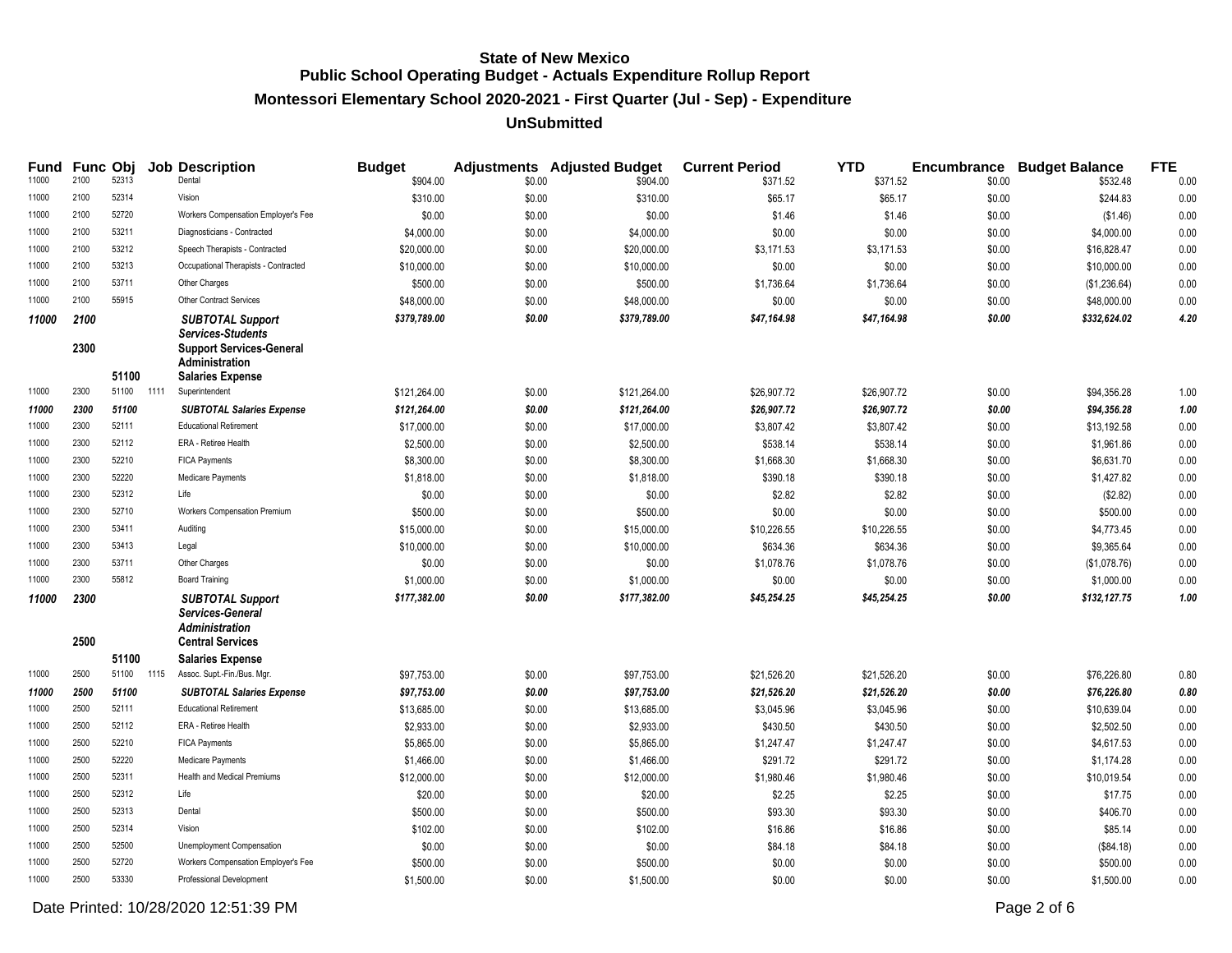# State of New Mexico
## Public School Operating Budget - Actuals Expenditure Rollup Report
### Montessori Elementary School 2020-2021 - First Quarter (Jul - Sep) - Expenditure
### UnSubmitted

| Fund | Func | Obj | Job | Description | Budget | Adjustments | Adjusted Budget | Current Period | YTD | Encumbrance | Budget Balance | FTE |
|---|---|---|---|---|---|---|---|---|---|---|---|---|
| 11000 | 2100 | 52313 | | Dental | $904.00 | $0.00 | $904.00 | $371.52 | $371.52 | $0.00 | $532.48 | 0.00 |
| 11000 | 2100 | 52314 | | Vision | $310.00 | $0.00 | $310.00 | $65.17 | $65.17 | $0.00 | $244.83 | 0.00 |
| 11000 | 2100 | 52720 | | Workers Compensation Employer's Fee | $0.00 | $0.00 | $0.00 | $1.46 | $1.46 | $0.00 | ($1.46) | 0.00 |
| 11000 | 2100 | 53211 | | Diagnosticians - Contracted | $4,000.00 | $0.00 | $4,000.00 | $0.00 | $0.00 | $0.00 | $4,000.00 | 0.00 |
| 11000 | 2100 | 53212 | | Speech Therapists - Contracted | $20,000.00 | $0.00 | $20,000.00 | $3,171.53 | $3,171.53 | $0.00 | $16,828.47 | 0.00 |
| 11000 | 2100 | 53213 | | Occupational Therapists - Contracted | $10,000.00 | $0.00 | $10,000.00 | $0.00 | $0.00 | $0.00 | $10,000.00 | 0.00 |
| 11000 | 2100 | 53711 | | Other Charges | $500.00 | $0.00 | $500.00 | $1,736.64 | $1,736.64 | $0.00 | ($1,236.64) | 0.00 |
| 11000 | 2100 | 55915 | | Other Contract Services | $48,000.00 | $0.00 | $48,000.00 | $0.00 | $0.00 | $0.00 | $48,000.00 | 0.00 |
| ***11000*** | ***2100*** | | | ***SUBTOTAL Support Services-Students*** | ***$379,789.00*** | ***$0.00*** | ***$379,789.00*** | ***$47,164.98*** | ***$47,164.98*** | ***$0.00*** | ***$332,624.02*** | ***4.20*** |
| | **2300** | | | **Support Services-General Administration** | | | | | | | | |
| | | **51100** | | **Salaries Expense** | | | | | | | | |
| 11000 | 2300 | 51100 | 1111 | Superintendent | $121,264.00 | $0.00 | $121,264.00 | $26,907.72 | $26,907.72 | $0.00 | $94,356.28 | 1.00 |
| ***11000*** | ***2300*** | ***51100*** | | ***SUBTOTAL Salaries Expense*** | ***$121,264.00*** | ***$0.00*** | ***$121,264.00*** | ***$26,907.72*** | ***$26,907.72*** | ***$0.00*** | ***$94,356.28*** | ***1.00*** |
| 11000 | 2300 | 52111 | | Educational Retirement | $17,000.00 | $0.00 | $17,000.00 | $3,807.42 | $3,807.42 | $0.00 | $13,192.58 | 0.00 |
| 11000 | 2300 | 52112 | | ERA - Retiree Health | $2,500.00 | $0.00 | $2,500.00 | $538.14 | $538.14 | $0.00 | $1,961.86 | 0.00 |
| 11000 | 2300 | 52210 | | FICA Payments | $8,300.00 | $0.00 | $8,300.00 | $1,668.30 | $1,668.30 | $0.00 | $6,631.70 | 0.00 |
| 11000 | 2300 | 52220 | | Medicare Payments | $1,818.00 | $0.00 | $1,818.00 | $390.18 | $390.18 | $0.00 | $1,427.82 | 0.00 |
| 11000 | 2300 | 52312 | | Life | $0.00 | $0.00 | $0.00 | $2.82 | $2.82 | $0.00 | ($2.82) | 0.00 |
| 11000 | 2300 | 52710 | | Workers Compensation Premium | $500.00 | $0.00 | $500.00 | $0.00 | $0.00 | $0.00 | $500.00 | 0.00 |
| 11000 | 2300 | 53411 | | Auditing | $15,000.00 | $0.00 | $15,000.00 | $10,226.55 | $10,226.55 | $0.00 | $4,773.45 | 0.00 |
| 11000 | 2300 | 53413 | | Legal | $10,000.00 | $0.00 | $10,000.00 | $634.36 | $634.36 | $0.00 | $9,365.64 | 0.00 |
| 11000 | 2300 | 53711 | | Other Charges | $0.00 | $0.00 | $0.00 | $1,078.76 | $1,078.76 | $0.00 | ($1,078.76) | 0.00 |
| 11000 | 2300 | 55812 | | Board Training | $1,000.00 | $0.00 | $1,000.00 | $0.00 | $0.00 | $0.00 | $1,000.00 | 0.00 |
| ***11000*** | ***2300*** | | | ***SUBTOTAL Support Services-General Administration*** | ***$177,382.00*** | ***$0.00*** | ***$177,382.00*** | ***$45,254.25*** | ***$45,254.25*** | ***$0.00*** | ***$132,127.75*** | ***1.00*** |
| | **2500** | | | **Central Services** | | | | | | | | |
| | | **51100** | | **Salaries Expense** | | | | | | | | |
| 11000 | 2500 | 51100 | 1115 | Assoc. Supt.-Fin./Bus. Mgr. | $97,753.00 | $0.00 | $97,753.00 | $21,526.20 | $21,526.20 | $0.00 | $76,226.80 | 0.80 |
| ***11000*** | ***2500*** | ***51100*** | | ***SUBTOTAL Salaries Expense*** | ***$97,753.00*** | ***$0.00*** | ***$97,753.00*** | ***$21,526.20*** | ***$21,526.20*** | ***$0.00*** | ***$76,226.80*** | ***0.80*** |
| 11000 | 2500 | 52111 | | Educational Retirement | $13,685.00 | $0.00 | $13,685.00 | $3,045.96 | $3,045.96 | $0.00 | $10,639.04 | 0.00 |
| 11000 | 2500 | 52112 | | ERA - Retiree Health | $2,933.00 | $0.00 | $2,933.00 | $430.50 | $430.50 | $0.00 | $2,502.50 | 0.00 |
| 11000 | 2500 | 52210 | | FICA Payments | $5,865.00 | $0.00 | $5,865.00 | $1,247.47 | $1,247.47 | $0.00 | $4,617.53 | 0.00 |
| 11000 | 2500 | 52220 | | Medicare Payments | $1,466.00 | $0.00 | $1,466.00 | $291.72 | $291.72 | $0.00 | $1,174.28 | 0.00 |
| 11000 | 2500 | 52311 | | Health and Medical Premiums | $12,000.00 | $0.00 | $12,000.00 | $1,980.46 | $1,980.46 | $0.00 | $10,019.54 | 0.00 |
| 11000 | 2500 | 52312 | | Life | $20.00 | $0.00 | $20.00 | $2.25 | $2.25 | $0.00 | $17.75 | 0.00 |
| 11000 | 2500 | 52313 | | Dental | $500.00 | $0.00 | $500.00 | $93.30 | $93.30 | $0.00 | $406.70 | 0.00 |
| 11000 | 2500 | 52314 | | Vision | $102.00 | $0.00 | $102.00 | $16.86 | $16.86 | $0.00 | $85.14 | 0.00 |
| 11000 | 2500 | 52500 | | Unemployment Compensation | $0.00 | $0.00 | $0.00 | $84.18 | $84.18 | $0.00 | ($84.18) | 0.00 |
| 11000 | 2500 | 52720 | | Workers Compensation Employer's Fee | $500.00 | $0.00 | $500.00 | $0.00 | $0.00 | $0.00 | $500.00 | 0.00 |
| 11000 | 2500 | 53330 | | Professional Development | $1,500.00 | $0.00 | $1,500.00 | $0.00 | $0.00 | $0.00 | $1,500.00 | 0.00 |

Date Printed: 10/28/2020 12:51:39 PM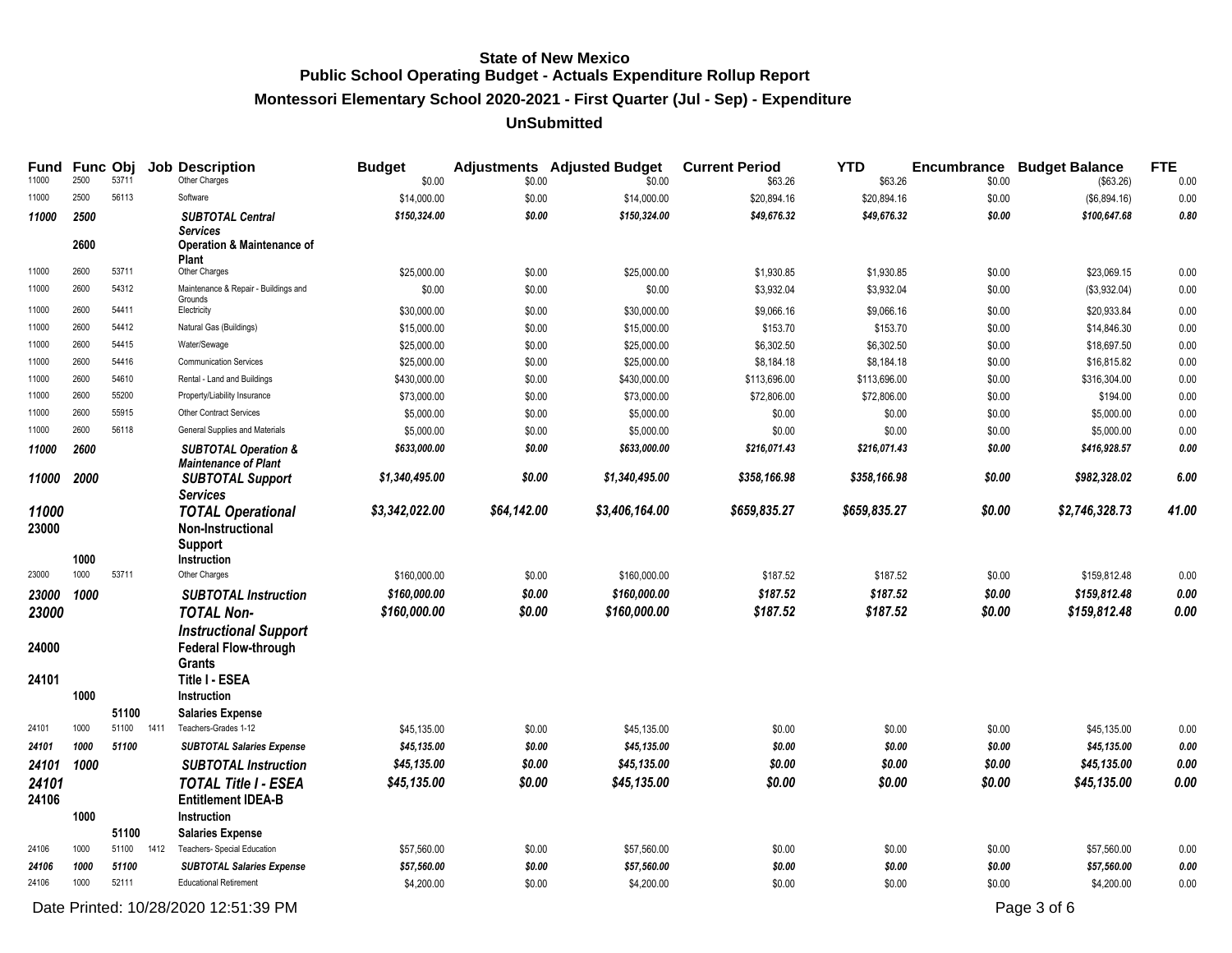**State of New Mexico**
**Public School Operating Budget - Actuals Expenditure Rollup Report**
**Montessori Elementary School 2020-2021 - First Quarter (Jul - Sep) - Expenditure**
**UnSubmitted**

| Fund | Func | Obj | Job | Description | Budget | Adjustments | Adjusted Budget | Current Period | YTD | Encumbrance | Budget Balance | FTE |
|---|---|---|---|---|---|---|---|---|---|---|---|---|
| 11000 | 2500 | 53711 | | Other Charges | $0.00 | $0.00 | $0.00 | $63.26 | $63.26 | $0.00 | ($63.26) | 0.00 |
| 11000 | 2500 | 56113 | | Software | $14,000.00 | $0.00 | $14,000.00 | $20,894.16 | $20,894.16 | $0.00 | ($6,894.16) | 0.00 |
| *11000* | *2500* | | | ***SUBTOTAL Central Services*** | *$150,324.00* | *$0.00* | *$150,324.00* | *$49,676.32* | *$49,676.32* | *$0.00* | *$100,647.68* | *0.80* |
| | **2600** | | | **Operation & Maintenance of Plant** | | | | | | | | |
| 11000 | 2600 | 53711 | | Other Charges | $25,000.00 | $0.00 | $25,000.00 | $1,930.85 | $1,930.85 | $0.00 | $23,069.15 | 0.00 |
| 11000 | 2600 | 54312 | | Maintenance & Repair - Buildings and Grounds | $0.00 | $0.00 | $0.00 | $3,932.04 | $3,932.04 | $0.00 | ($3,932.04) | 0.00 |
| 11000 | 2600 | 54411 | | Electricity | $30,000.00 | $0.00 | $30,000.00 | $9,066.16 | $9,066.16 | $0.00 | $20,933.84 | 0.00 |
| 11000 | 2600 | 54412 | | Natural Gas (Buildings) | $15,000.00 | $0.00 | $15,000.00 | $153.70 | $153.70 | $0.00 | $14,846.30 | 0.00 |
| 11000 | 2600 | 54415 | | Water/Sewage | $25,000.00 | $0.00 | $25,000.00 | $6,302.50 | $6,302.50 | $0.00 | $18,697.50 | 0.00 |
| 11000 | 2600 | 54416 | | Communication Services | $25,000.00 | $0.00 | $25,000.00 | $8,184.18 | $8,184.18 | $0.00 | $16,815.82 | 0.00 |
| 11000 | 2600 | 54610 | | Rental - Land and Buildings | $430,000.00 | $0.00 | $430,000.00 | $113,696.00 | $113,696.00 | $0.00 | $316,304.00 | 0.00 |
| 11000 | 2600 | 55200 | | Property/Liability Insurance | $73,000.00 | $0.00 | $73,000.00 | $72,806.00 | $72,806.00 | $0.00 | $194.00 | 0.00 |
| 11000 | 2600 | 55915 | | Other Contract Services | $5,000.00 | $0.00 | $5,000.00 | $0.00 | $0.00 | $0.00 | $5,000.00 | 0.00 |
| 11000 | 2600 | 56118 | | General Supplies and Materials | $5,000.00 | $0.00 | $5,000.00 | $0.00 | $0.00 | $0.00 | $5,000.00 | 0.00 |
| *11000* | *2600* | | | ***SUBTOTAL Operation & Maintenance of Plant*** | *$633,000.00* | *$0.00* | *$633,000.00* | *$216,071.43* | *$216,071.43* | *$0.00* | *$416,928.57* | *0.00* |
| *11000* | *2000* | | | ***SUBTOTAL Support Services*** | *$1,340,495.00* | *$0.00* | *$1,340,495.00* | *$358,166.98* | *$358,166.98* | *$0.00* | *$982,328.02* | *6.00* |
| *11000* | | | | ***TOTAL Operational*** | *$3,342,022.00* | *$64,142.00* | *$3,406,164.00* | *$659,835.27* | *$659,835.27* | *$0.00* | *$2,746,328.73* | *41.00* |
| **23000** | | | | **Non-Instructional Support** | | | | | | | | |
| | **1000** | | | **Instruction** | | | | | | | | |
| 23000 | 1000 | 53711 | | Other Charges | $160,000.00 | $0.00 | $160,000.00 | $187.52 | $187.52 | $0.00 | $159,812.48 | 0.00 |
| *23000* | *1000* | | | ***SUBTOTAL Instruction*** | *$160,000.00* | *$0.00* | *$160,000.00* | *$187.52* | *$187.52* | *$0.00* | *$159,812.48* | *0.00* |
| *23000* | | | | ***TOTAL Non-Instructional Support*** | *$160,000.00* | *$0.00* | *$160,000.00* | *$187.52* | *$187.52* | *$0.00* | *$159,812.48* | *0.00* |
| **24000** | | | | **Federal Flow-through Grants** | | | | | | | | |
| **24101** | | | | **Title I - ESEA** | | | | | | | | |
| | **1000** | | | **Instruction** | | | | | | | | |
| | | **51100** | | **Salaries Expense** | | | | | | | | |
| 24101 | 1000 | 51100 | 1411 | Teachers-Grades 1-12 | $45,135.00 | $0.00 | $45,135.00 | $0.00 | $0.00 | $0.00 | $45,135.00 | 0.00 |
| *24101* | *1000* | *51100* | | ***SUBTOTAL Salaries Expense*** | *$45,135.00* | *$0.00* | *$45,135.00* | *$0.00* | *$0.00* | *$0.00* | *$45,135.00* | *0.00* |
| *24101* | *1000* | | | ***SUBTOTAL Instruction*** | *$45,135.00* | *$0.00* | *$45,135.00* | *$0.00* | *$0.00* | *$0.00* | *$45,135.00* | *0.00* |
| *24101* | | | | ***TOTAL Title I - ESEA*** | *$45,135.00* | *$0.00* | *$45,135.00* | *$0.00* | *$0.00* | *$0.00* | *$45,135.00* | *0.00* |
| **24106** | | | | **Entitlement IDEA-B** | | | | | | | | |
| | **1000** | | | **Instruction** | | | | | | | | |
| | | **51100** | | **Salaries Expense** | | | | | | | | |
| 24106 | 1000 | 51100 | 1412 | Teachers- Special Education | $57,560.00 | $0.00 | $57,560.00 | $0.00 | $0.00 | $0.00 | $57,560.00 | 0.00 |
| *24106* | *1000* | *51100* | | ***SUBTOTAL Salaries Expense*** | *$57,560.00* | *$0.00* | *$57,560.00* | *$0.00* | *$0.00* | *$0.00* | *$57,560.00* | *0.00* |
| 24106 | 1000 | 52111 | | Educational Retirement | $4,200.00 | $0.00 | $4,200.00 | $0.00 | $0.00 | $0.00 | $4,200.00 | 0.00 |

Date Printed: 10/28/2020 12:51:39 PM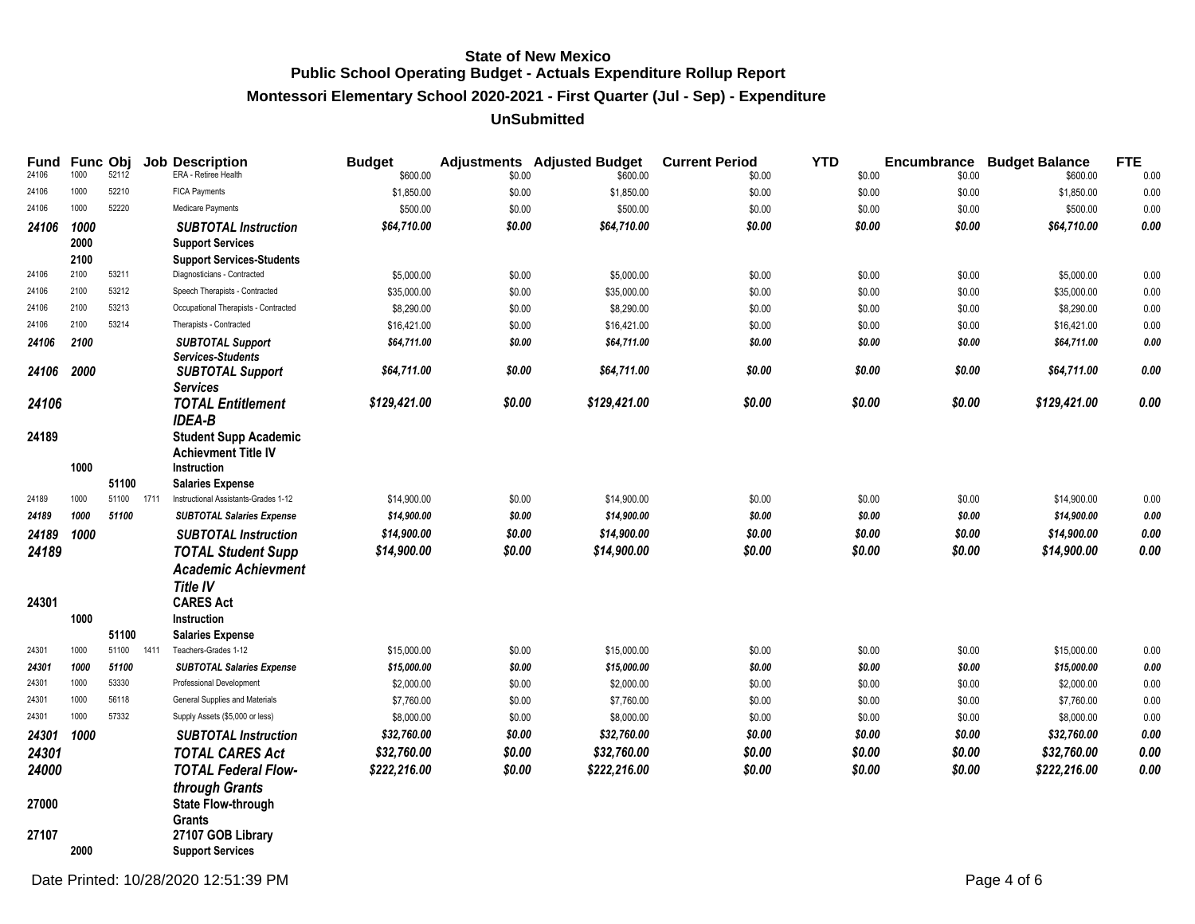# State of New Mexico
## Public School Operating Budget - Actuals Expenditure Rollup Report
### Montessori Elementary School 2020-2021 - First Quarter (Jul - Sep) - Expenditure
### UnSubmitted

| Fund | Func | Obj | Job | Description | Budget | Adjustments | Adjusted Budget | Current Period | YTD | Encumbrance | Budget Balance | FTE |
|---|---|---|---|---|---|---|---|---|---|---|---|---|
| 24106 | 1000 | 52112 | | ERA - Retiree Health | $600.00 | $0.00 | $600.00 | $0.00 | $0.00 | $0.00 | $600.00 | 0.00 |
| 24106 | 1000 | 52210 | | FICA Payments | $1,850.00 | $0.00 | $1,850.00 | $0.00 | $0.00 | $0.00 | $1,850.00 | 0.00 |
| 24106 | 1000 | 52220 | | Medicare Payments | $500.00 | $0.00 | $500.00 | $0.00 | $0.00 | $0.00 | $500.00 | 0.00 |
| *24106* | *1000* | | | ***SUBTOTAL Instruction*** | *$64,710.00* | *$0.00* | *$64,710.00* | *$0.00* | *$0.00* | *$0.00* | *$64,710.00* | *0.00* |
| | 2000 | | | **Support Services** | | | | | | | | |
| | 2100 | | | **Support Services-Students** | | | | | | | | |
| 24106 | 2100 | 53211 | | Diagnosticians - Contracted | $5,000.00 | $0.00 | $5,000.00 | $0.00 | $0.00 | $0.00 | $5,000.00 | 0.00 |
| 24106 | 2100 | 53212 | | Speech Therapists - Contracted | $35,000.00 | $0.00 | $35,000.00 | $0.00 | $0.00 | $0.00 | $35,000.00 | 0.00 |
| 24106 | 2100 | 53213 | | Occupational Therapists - Contracted | $8,290.00 | $0.00 | $8,290.00 | $0.00 | $0.00 | $0.00 | $8,290.00 | 0.00 |
| 24106 | 2100 | 53214 | | Therapists - Contracted | $16,421.00 | $0.00 | $16,421.00 | $0.00 | $0.00 | $0.00 | $16,421.00 | 0.00 |
| *24106* | *2100* | | | ***SUBTOTAL Support Services-Students*** | *$64,711.00* | *$0.00* | *$64,711.00* | *$0.00* | *$0.00* | *$0.00* | *$64,711.00* | *0.00* |
| *24106* | *2000* | | | ***SUBTOTAL Support Services*** | *$64,711.00* | *$0.00* | *$64,711.00* | *$0.00* | *$0.00* | *$0.00* | *$64,711.00* | *0.00* |
| *24106* | | | | ***TOTAL Entitlement IDEA-B*** | *$129,421.00* | *$0.00* | *$129,421.00* | *$0.00* | *$0.00* | *$0.00* | *$129,421.00* | *0.00* |
| **24189** | | | | **Student Supp Academic Achievment Title IV** | | | | | | | | |
| | 1000 | | | **Instruction** | | | | | | | | |
| | | 51100 | | **Salaries Expense** | | | | | | | | |
| 24189 | 1000 | 51100 | 1711 | Instructional Assistants-Grades 1-12 | $14,900.00 | $0.00 | $14,900.00 | $0.00 | $0.00 | $0.00 | $14,900.00 | 0.00 |
| *24189* | *1000* | *51100* | | ***SUBTOTAL Salaries Expense*** | *$14,900.00* | *$0.00* | *$14,900.00* | *$0.00* | *$0.00* | *$0.00* | *$14,900.00* | *0.00* |
| *24189* | *1000* | | | ***SUBTOTAL Instruction*** | *$14,900.00* | *$0.00* | *$14,900.00* | *$0.00* | *$0.00* | *$0.00* | *$14,900.00* | *0.00* |
| *24189* | | | | ***TOTAL Student Supp Academic Achievment Title IV*** | *$14,900.00* | *$0.00* | *$14,900.00* | *$0.00* | *$0.00* | *$0.00* | *$14,900.00* | *0.00* |
| **24301** | | | | **CARES Act** | | | | | | | | |
| | 1000 | | | **Instruction** | | | | | | | | |
| | | 51100 | | **Salaries Expense** | | | | | | | | |
| 24301 | 1000 | 51100 | 1411 | Teachers-Grades 1-12 | $15,000.00 | $0.00 | $15,000.00 | $0.00 | $0.00 | $0.00 | $15,000.00 | 0.00 |
| *24301* | *1000* | *51100* | | ***SUBTOTAL Salaries Expense*** | *$15,000.00* | *$0.00* | *$15,000.00* | *$0.00* | *$0.00* | *$0.00* | *$15,000.00* | *0.00* |
| 24301 | 1000 | 53330 | | Professional Development | $2,000.00 | $0.00 | $2,000.00 | $0.00 | $0.00 | $0.00 | $2,000.00 | 0.00 |
| 24301 | 1000 | 56118 | | General Supplies and Materials | $7,760.00 | $0.00 | $7,760.00 | $0.00 | $0.00 | $0.00 | $7,760.00 | 0.00 |
| 24301 | 1000 | 57332 | | Supply Assets ($5,000 or less) | $8,000.00 | $0.00 | $8,000.00 | $0.00 | $0.00 | $0.00 | $8,000.00 | 0.00 |
| *24301* | *1000* | | | ***SUBTOTAL Instruction*** | *$32,760.00* | *$0.00* | *$32,760.00* | *$0.00* | *$0.00* | *$0.00* | *$32,760.00* | *0.00* |
| *24301* | | | | ***TOTAL CARES Act*** | *$32,760.00* | *$0.00* | *$32,760.00* | *$0.00* | *$0.00* | *$0.00* | *$32,760.00* | *0.00* |
| *24000* | | | | ***TOTAL Federal Flow-through Grants*** | *$222,216.00* | *$0.00* | *$222,216.00* | *$0.00* | *$0.00* | *$0.00* | *$222,216.00* | *0.00* |
| **27000** | | | | **State Flow-through Grants** | | | | | | | | |
| **27107** | | | | **27107 GOB Library** | | | | | | | | |
| | 2000 | | | **Support Services** | | | | | | | | |

Date Printed: 10/28/2020 12:51:39 PM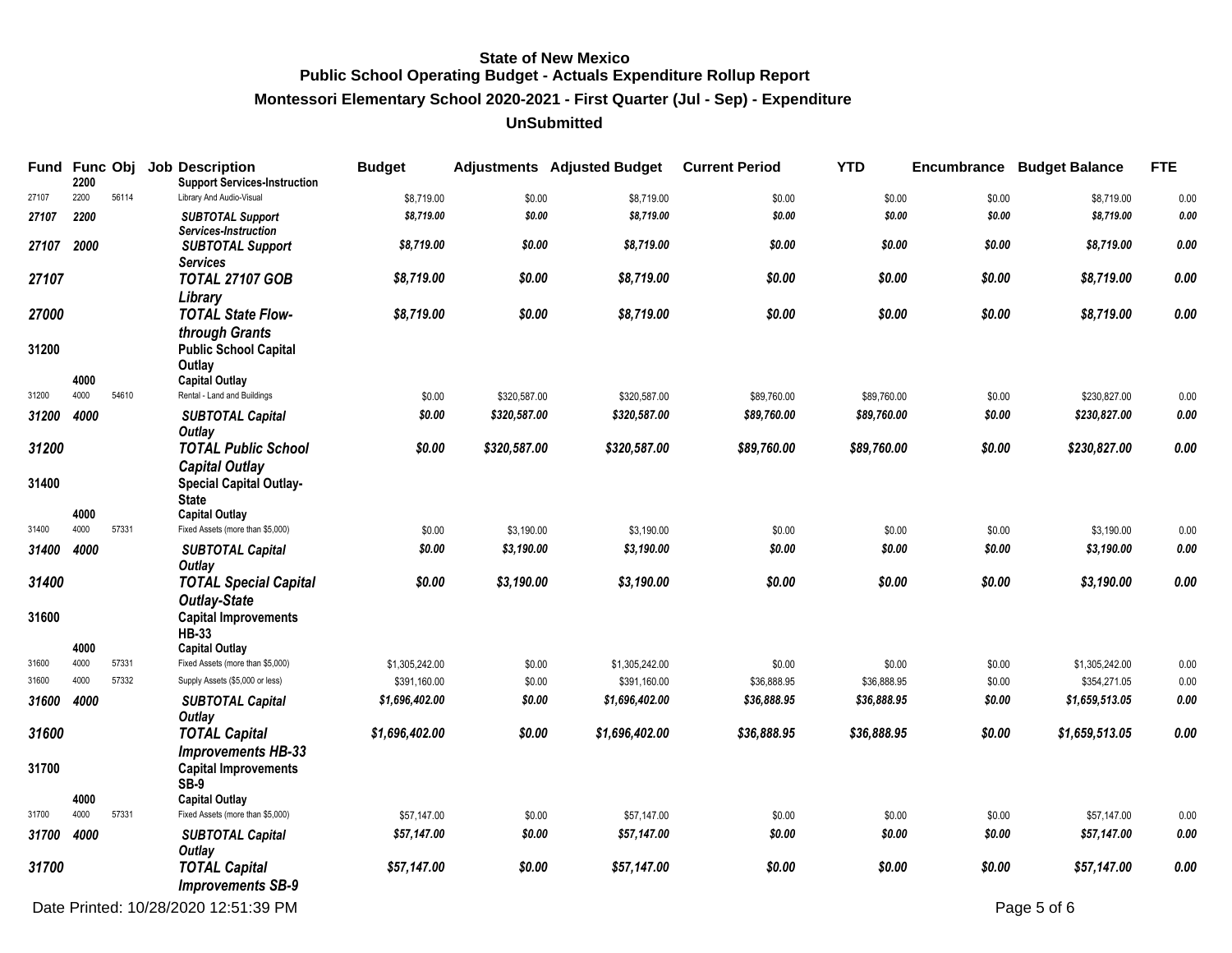**State of New Mexico**
**Public School Operating Budget - Actuals Expenditure Rollup Report**
**Montessori Elementary School 2020-2021 - First Quarter (Jul - Sep) - Expenditure**
**UnSubmitted**

| Fund | Func | Obj | Job | Description | Budget | Adjustments | Adjusted Budget | Current Period | YTD | Encumbrance | Budget Balance | FTE |
|---|---|---|---|---|---|---|---|---|---|---|---|---|
| | 2200 | | | **Support Services-Instruction** | | | | | | | | |
| 27107 | 2200 | 56114 | | Library And Audio-Visual | $8,719.00 | $0.00 | $8,719.00 | $0.00 | $0.00 | $0.00 | $8,719.00 | 0.00 |
| *27107* | *2200* | | | *SUBTOTAL Support Services-Instruction* | *$8,719.00* | *$0.00* | *$8,719.00* | *$0.00* | *$0.00* | *$0.00* | *$8,719.00* | *0.00* |
| *27107* | *2000* | | | *SUBTOTAL Support Services* | *$8,719.00* | *$0.00* | *$8,719.00* | *$0.00* | *$0.00* | *$0.00* | *$8,719.00* | *0.00* |
| *27107* | | | | *TOTAL 27107 GOB Library* | *$8,719.00* | *$0.00* | *$8,719.00* | *$0.00* | *$0.00* | *$0.00* | *$8,719.00* | *0.00* |
| *27000* | | | | *TOTAL State Flow-through Grants* | *$8,719.00* | *$0.00* | *$8,719.00* | *$0.00* | *$0.00* | *$0.00* | *$8,719.00* | *0.00* |
| **31200** | | | | **Public School Capital Outlay** | | | | | | | | |
| | 4000 | | | **Capital Outlay** | | | | | | | | |
| 31200 | 4000 | 54610 | | Rental - Land and Buildings | $0.00 | $320,587.00 | $320,587.00 | $89,760.00 | $89,760.00 | $0.00 | $230,827.00 | 0.00 |
| *31200* | *4000* | | | *SUBTOTAL Capital Outlay* | *$0.00* | *$320,587.00* | *$320,587.00* | *$89,760.00* | *$89,760.00* | *$0.00* | *$230,827.00* | *0.00* |
| *31200* | | | | *TOTAL Public School Capital Outlay* | *$0.00* | *$320,587.00* | *$320,587.00* | *$89,760.00* | *$89,760.00* | *$0.00* | *$230,827.00* | *0.00* |
| **31400** | | | | **Special Capital Outlay-State** | | | | | | | | |
| | 4000 | | | **Capital Outlay** | | | | | | | | |
| 31400 | 4000 | 57331 | | Fixed Assets (more than $5,000) | $0.00 | $3,190.00 | $3,190.00 | $0.00 | $0.00 | $0.00 | $3,190.00 | 0.00 |
| *31400* | *4000* | | | *SUBTOTAL Capital Outlay* | *$0.00* | *$3,190.00* | *$3,190.00* | *$0.00* | *$0.00* | *$0.00* | *$3,190.00* | *0.00* |
| *31400* | | | | *TOTAL Special Capital Outlay-State* | *$0.00* | *$3,190.00* | *$3,190.00* | *$0.00* | *$0.00* | *$0.00* | *$3,190.00* | *0.00* |
| **31600** | | | | **Capital Improvements HB-33** | | | | | | | | |
| | 4000 | | | **Capital Outlay** | | | | | | | | |
| 31600 | 4000 | 57331 | | Fixed Assets (more than $5,000) | $1,305,242.00 | $0.00 | $1,305,242.00 | $0.00 | $0.00 | $0.00 | $1,305,242.00 | 0.00 |
| 31600 | 4000 | 57332 | | Supply Assets ($5,000 or less) | $391,160.00 | $0.00 | $391,160.00 | $36,888.95 | $36,888.95 | $0.00 | $354,271.05 | 0.00 |
| *31600* | *4000* | | | *SUBTOTAL Capital Outlay* | *$1,696,402.00* | *$0.00* | *$1,696,402.00* | *$36,888.95* | *$36,888.95* | *$0.00* | *$1,659,513.05* | *0.00* |
| *31600* | | | | *TOTAL Capital Improvements HB-33* | *$1,696,402.00* | *$0.00* | *$1,696,402.00* | *$36,888.95* | *$36,888.95* | *$0.00* | *$1,659,513.05* | *0.00* |
| **31700** | | | | **Capital Improvements SB-9** | | | | | | | | |
| | 4000 | | | **Capital Outlay** | | | | | | | | |
| 31700 | 4000 | 57331 | | Fixed Assets (more than $5,000) | $57,147.00 | $0.00 | $57,147.00 | $0.00 | $0.00 | $0.00 | $57,147.00 | 0.00 |
| *31700* | *4000* | | | *SUBTOTAL Capital Outlay* | *$57,147.00* | *$0.00* | *$57,147.00* | *$0.00* | *$0.00* | *$0.00* | *$57,147.00* | *0.00* |
| *31700* | | | | *TOTAL Capital Improvements SB-9* | *$57,147.00* | *$0.00* | *$57,147.00* | *$0.00* | *$0.00* | *$0.00* | *$57,147.00* | *0.00* |

Date Printed: 10/28/2020 12:51:39 PM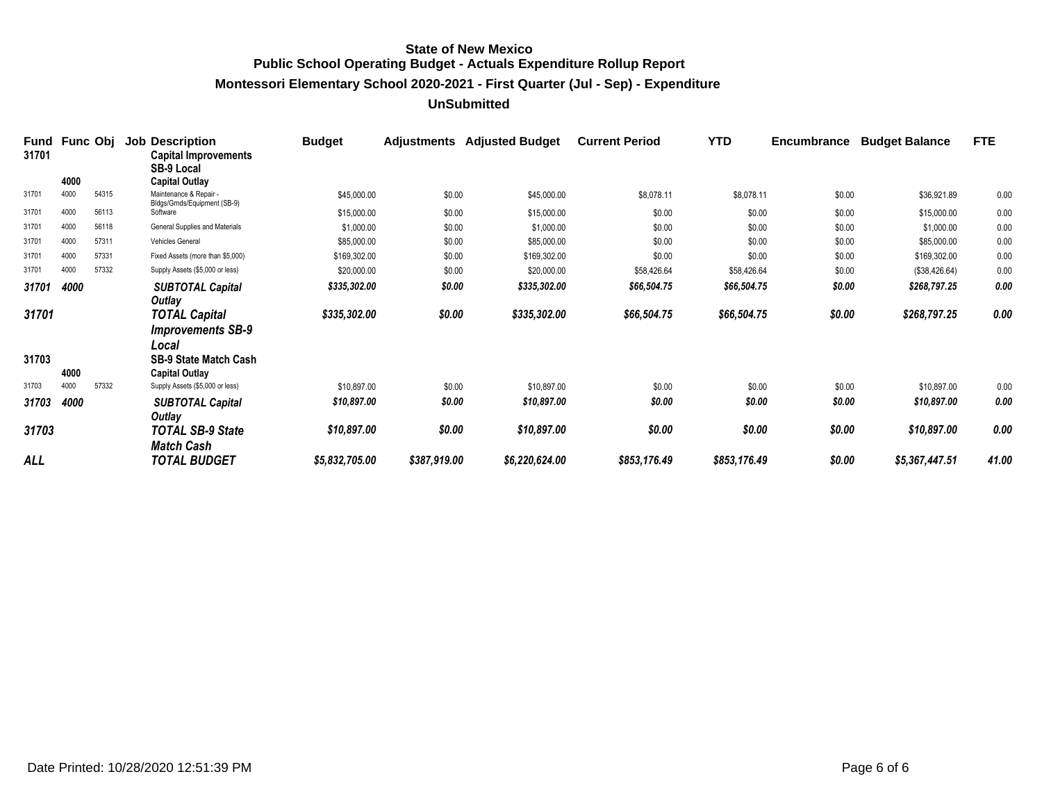**State of New Mexico**
**Public School Operating Budget - Actuals Expenditure Rollup Report**
**Montessori Elementary School 2020-2021 - First Quarter (Jul - Sep) - Expenditure**
**UnSubmitted**

| Fund | Func | Obj | Job | Description | Budget | Adjustments | Adjusted Budget | Current Period | YTD | Encumbrance | Budget Balance | FTE |
|---|---|---|---|---|---|---|---|---|---|---|---|---|
| **31701** | | | | **Capital Improvements SB-9 Local** | | | | | | | | |
| | **4000** | | | **Capital Outlay** | | | | | | | | |
| 31701 | 4000 | 54315 | | Maintenance & Repair - Bldgs/Grnds/Equipment (SB-9) | $45,000.00 | $0.00 | $45,000.00 | $8,078.11 | $8,078.11 | $0.00 | $36,921.89 | 0.00 |
| 31701 | 4000 | 56113 | | Software | $15,000.00 | $0.00 | $15,000.00 | $0.00 | $0.00 | $0.00 | $15,000.00 | 0.00 |
| 31701 | 4000 | 56118 | | General Supplies and Materials | $1,000.00 | $0.00 | $1,000.00 | $0.00 | $0.00 | $0.00 | $1,000.00 | 0.00 |
| 31701 | 4000 | 57311 | | Vehicles General | $85,000.00 | $0.00 | $85,000.00 | $0.00 | $0.00 | $0.00 | $85,000.00 | 0.00 |
| 31701 | 4000 | 57331 | | Fixed Assets (more than $5,000) | $169,302.00 | $0.00 | $169,302.00 | $0.00 | $0.00 | $0.00 | $169,302.00 | 0.00 |
| 31701 | 4000 | 57332 | | Supply Assets ($5,000 or less) | $20,000.00 | $0.00 | $20,000.00 | $58,426.64 | $58,426.64 | $0.00 | ($38,426.64) | 0.00 |
| ***31701*** | ***4000*** | | | ***SUBTOTAL Capital Outlay*** | ***$335,302.00*** | ***$0.00*** | ***$335,302.00*** | ***$66,504.75*** | ***$66,504.75*** | ***$0.00*** | ***$268,797.25*** | ***0.00*** |
| ***31701*** | | | | ***TOTAL Capital Improvements SB-9 Local*** | ***$335,302.00*** | ***$0.00*** | ***$335,302.00*** | ***$66,504.75*** | ***$66,504.75*** | ***$0.00*** | ***$268,797.25*** | ***0.00*** |
| **31703** | | | | **SB-9 State Match Cash** | | | | | | | | |
| | **4000** | | | **Capital Outlay** | | | | | | | | |
| 31703 | 4000 | 57332 | | Supply Assets ($5,000 or less) | $10,897.00 | $0.00 | $10,897.00 | $0.00 | $0.00 | $0.00 | $10,897.00 | 0.00 |
| ***31703*** | ***4000*** | | | ***SUBTOTAL Capital Outlay*** | ***$10,897.00*** | ***$0.00*** | ***$10,897.00*** | ***$0.00*** | ***$0.00*** | ***$0.00*** | ***$10,897.00*** | ***0.00*** |
| ***31703*** | | | | ***TOTAL SB-9 State Match Cash*** | ***$10,897.00*** | ***$0.00*** | ***$10,897.00*** | ***$0.00*** | ***$0.00*** | ***$0.00*** | ***$10,897.00*** | ***0.00*** |
| ***ALL*** | | | | ***TOTAL BUDGET*** | ***$5,832,705.00*** | ***$387,919.00*** | ***$6,220,624.00*** | ***$853,176.49*** | ***$853,176.49*** | ***$0.00*** | ***$5,367,447.51*** | ***41.00*** |

Date Printed: 10/28/2020 12:51:39 PM